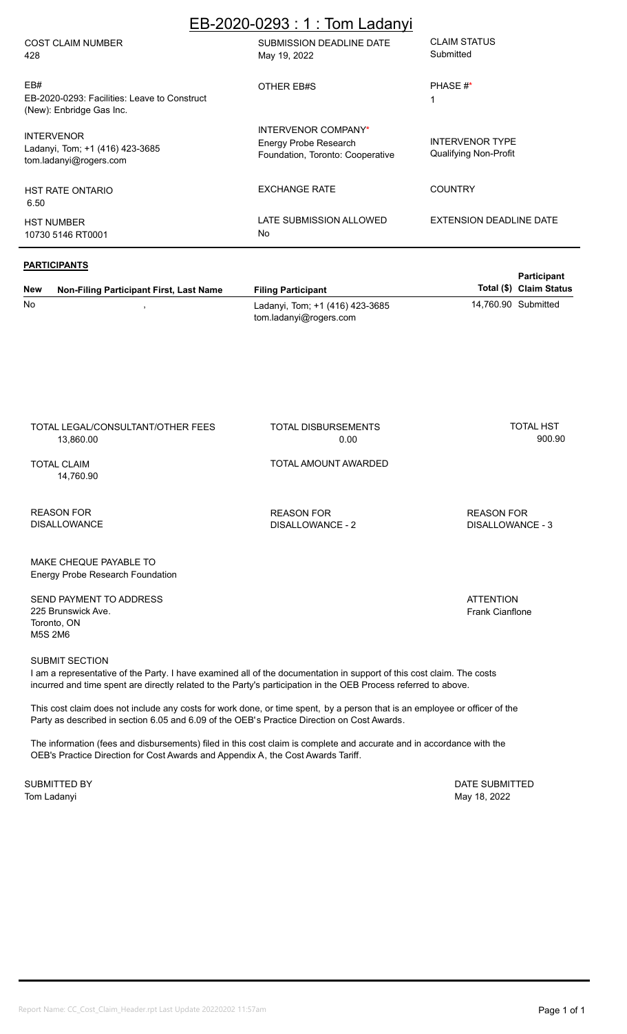# EB-2020-0293 : 1 : Tom Ladanyi

| COST CLAIM NUMBER | SUBMISSION DEADLINE DATE | CLAIM STATUS |
|---|---|---|
| 428 | May 19, 2022 | Submitted |
| **EB#** | **OTHER EB#S** | **PHASE #*** |
| EB-2020-0293: Facilities: Leave to Construct (New): Enbridge Gas Inc. | | 1 |
| **INTERVENOR** | **INTERVENOR COMPANY*** | **INTERVENOR TYPE** |
| Ladanyi, Tom; +1 (416) 423-3685 tom.ladanyi@rogers.com | Energy Probe Research Foundation, Toronto: Cooperative | Qualifying Non-Profit |
| **HST RATE ONTARIO** | **EXCHANGE RATE** | **COUNTRY** |
| 6.50 | | |
| **HST NUMBER** | **LATE SUBMISSION ALLOWED** | **EXTENSION DEADLINE DATE** |
| 10730 5146 RT0001 | No | |

## PARTICIPANTS

| New | Non-Filing Participant First, Last Name | Filing Participant | Participant Total ($) | Claim Status |
|---|---|---|---|---|
| No | , | Ladanyi, Tom; +1 (416) 423-3685 tom.ladanyi@rogers.com | 14,760.90 | Submitted |

| TOTAL LEGAL/CONSULTANT/OTHER FEES | TOTAL DISBURSEMENTS | TOTAL HST |
|---|---|---|
| 13,860.00 | 0.00 | 900.90 |
| **TOTAL CLAIM** | **TOTAL AMOUNT AWARDED** | |
| 14,760.90 | | |
| **REASON FOR DISALLOWANCE** | **REASON FOR DISALLOWANCE - 2** | **REASON FOR DISALLOWANCE - 3** |

MAKE CHEQUE PAYABLE TO
Energy Probe Research Foundation

SEND PAYMENT TO ADDRESS
225 Brunswick Ave.
Toronto, ON
M5S 2M6

ATTENTION
Frank Cianflone

SUBMIT SECTION

I am a representative of the Party. I have examined all of the documentation in support of this cost claim. The costs incurred and time spent are directly related to the Party's participation in the OEB Process referred to above.

This cost claim does not include any costs for work done, or time spent, by a person that is an employee or officer of the Party as described in section 6.05 and 6.09 of the OEB's Practice Direction on Cost Awards.

The information (fees and disbursements) filed in this cost claim is complete and accurate and in accordance with the OEB's Practice Direction for Cost Awards and Appendix A, the Cost Awards Tariff.

SUBMITTED BY
Tom Ladanyi

DATE SUBMITTED
May 18, 2022

Report Name: CC_Cost_Claim_Header.rpt Last Update 20220202 11:57am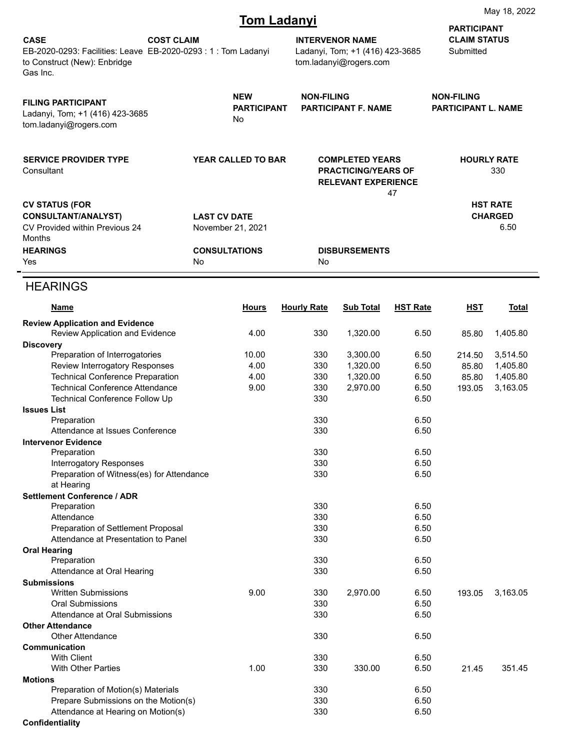May 18, 2022

# Tom Ladanyi

| CASE | COST CLAIM | INTERVENOR NAME | PARTICIPANT CLAIM STATUS |
|---|---|---|---|
| EB-2020-0293: Facilities: Leave to Construct (New): Enbridge Gas Inc. | EB-2020-0293 : 1 : Tom Ladanyi | Ladanyi, Tom; +1 (416) 423-3685 tom.ladanyi@rogers.com | Submitted |

| FILING PARTICIPANT | NEW PARTICIPANT | NON-FILING PARTICIPANT F. NAME | NON-FILING PARTICIPANT L. NAME |
|---|---|---|---|
| Ladanyi, Tom; +1 (416) 423-3685 tom.ladanyi@rogers.com | No | | |

| SERVICE PROVIDER TYPE | YEAR CALLED TO BAR | COMPLETED YEARS PRACTICING/YEARS OF RELEVANT EXPERIENCE | HOURLY RATE |
|---|---|---|---|
| Consultant | | 47 | 330 |

| CV STATUS (FOR CONSULTANT/ANALYST) | LAST CV DATE | | HST RATE CHARGED |
|---|---|---|---|
| CV Provided within Previous 24 Months | November 21, 2021 | | 6.50 |

| HEARINGS | CONSULTATIONS | DISBURSEMENTS |
|---|---|---|
| Yes | No | No |

## HEARINGS

| Name | Hours | Hourly Rate | Sub Total | HST Rate | HST | Total |
|---|---|---|---|---|---|---|
| **Review Application and Evidence** | | | | | | |
| Review Application and Evidence | 4.00 | 330 | 1,320.00 | 6.50 | 85.80 | 1,405.80 |
| **Discovery** | | | | | | |
| Preparation of Interrogatories | 10.00 | 330 | 3,300.00 | 6.50 | 214.50 | 3,514.50 |
| Review Interrogatory Responses | 4.00 | 330 | 1,320.00 | 6.50 | 85.80 | 1,405.80 |
| Technical Conference Preparation | 4.00 | 330 | 1,320.00 | 6.50 | 85.80 | 1,405.80 |
| Technical Conference Attendance | 9.00 | 330 | 2,970.00 | 6.50 | 193.05 | 3,163.05 |
| Technical Conference Follow Up | | 330 | | 6.50 | | |
| **Issues List** | | | | | | |
| Preparation | | 330 | | 6.50 | | |
| Attendance at Issues Conference | | 330 | | 6.50 | | |
| **Intervenor Evidence** | | | | | | |
| Preparation | | 330 | | 6.50 | | |
| Interrogatory Responses | | 330 | | 6.50 | | |
| Preparation of Witness(es) for Attendance at Hearing | | 330 | | 6.50 | | |
| **Settlement Conference / ADR** | | | | | | |
| Preparation | | 330 | | 6.50 | | |
| Attendance | | 330 | | 6.50 | | |
| Preparation of Settlement Proposal | | 330 | | 6.50 | | |
| Attendance at Presentation to Panel | | 330 | | 6.50 | | |
| **Oral Hearing** | | | | | | |
| Preparation | | 330 | | 6.50 | | |
| Attendance at Oral Hearing | | 330 | | 6.50 | | |
| **Submissions** | | | | | | |
| Written Submissions | 9.00 | 330 | 2,970.00 | 6.50 | 193.05 | 3,163.05 |
| Oral Submissions | | 330 | | 6.50 | | |
| Attendance at Oral Submissions | | 330 | | 6.50 | | |
| **Other Attendance** | | | | | | |
| Other Attendance | | 330 | | 6.50 | | |
| **Communication** | | | | | | |
| With Client | | 330 | | 6.50 | | |
| With Other Parties | 1.00 | 330 | 330.00 | 6.50 | 21.45 | 351.45 |
| **Motions** | | | | | | |
| Preparation of Motion(s) Materials | | 330 | | 6.50 | | |
| Prepare Submissions on the Motion(s) | | 330 | | 6.50 | | |
| Attendance at Hearing on Motion(s) | | 330 | | 6.50 | | |
| **Confidentiality** | | | | | | |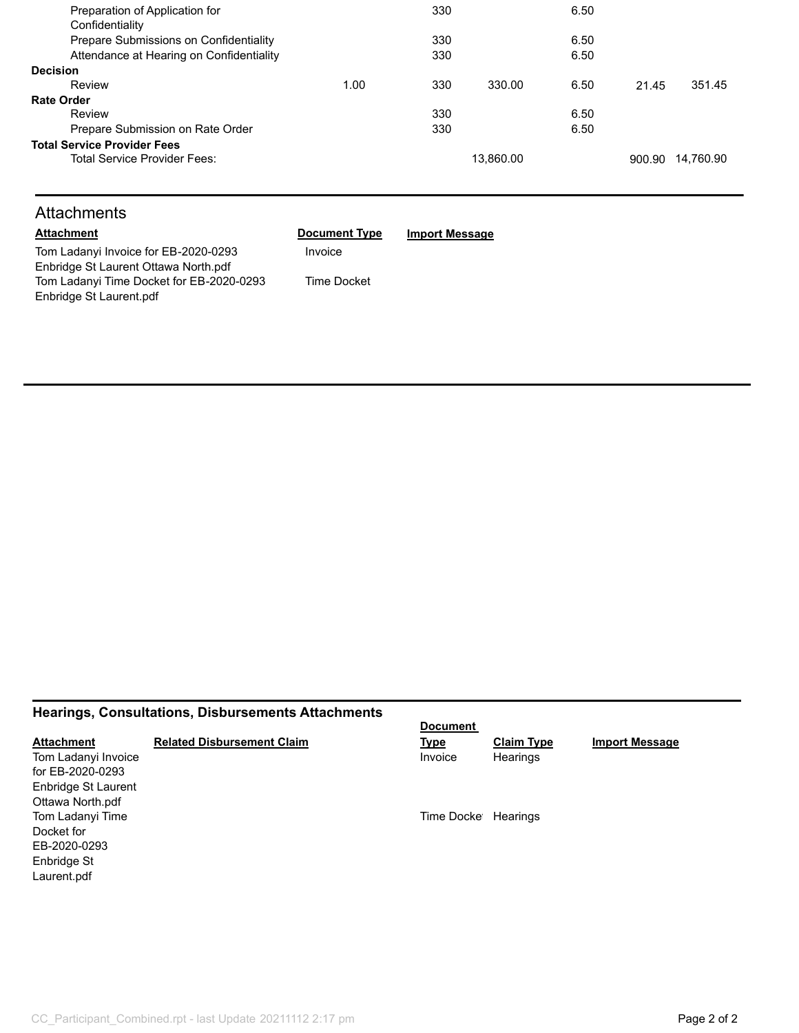| | | | | | | |
|---|---|---|---|---|---|---|
| Preparation of Application for Confidentiality | | 330 | | 6.50 | | |
| Prepare Submissions on Confidentiality | | 330 | | 6.50 | | |
| Attendance at Hearing on Confidentiality | | 330 | | 6.50 | | |
| **Decision** | | | | | | |
| Review | 1.00 | 330 | 330.00 | 6.50 | 21.45 | 351.45 |
| **Rate Order** | | | | | | |
| Review | | 330 | | 6.50 | | |
| Prepare Submission on Rate Order | | 330 | | 6.50 | | |
| **Total Service Provider Fees** | | | | | | |
| Total Service Provider Fees: | | | 13,860.00 | | 900.90 | 14,760.90 |

## Attachments

| Attachment | Document Type | Import Message |
|---|---|---|
| Tom Ladanyi Invoice for EB-2020-0293 Enbridge St Laurent Ottawa North.pdf | Invoice | |
| Tom Ladanyi Time Docket for EB-2020-0293 Enbridge St Laurent.pdf | Time Docket | |

## Hearings, Consultations, Disbursements Attachments

| Attachment | Related Disbursement Claim | Document Type | Claim Type | Import Message |
|---|---|---|---|---|
| Tom Ladanyi Invoice for EB-2020-0293 Enbridge St Laurent Ottawa North.pdf | | Invoice | Hearings | |
| Tom Ladanyi Time Docket for EB-2020-0293 Enbridge St Laurent.pdf | | Time Docket | Hearings | |

CC_Participant_Combined.rpt - last Update 20211112 2:17 pm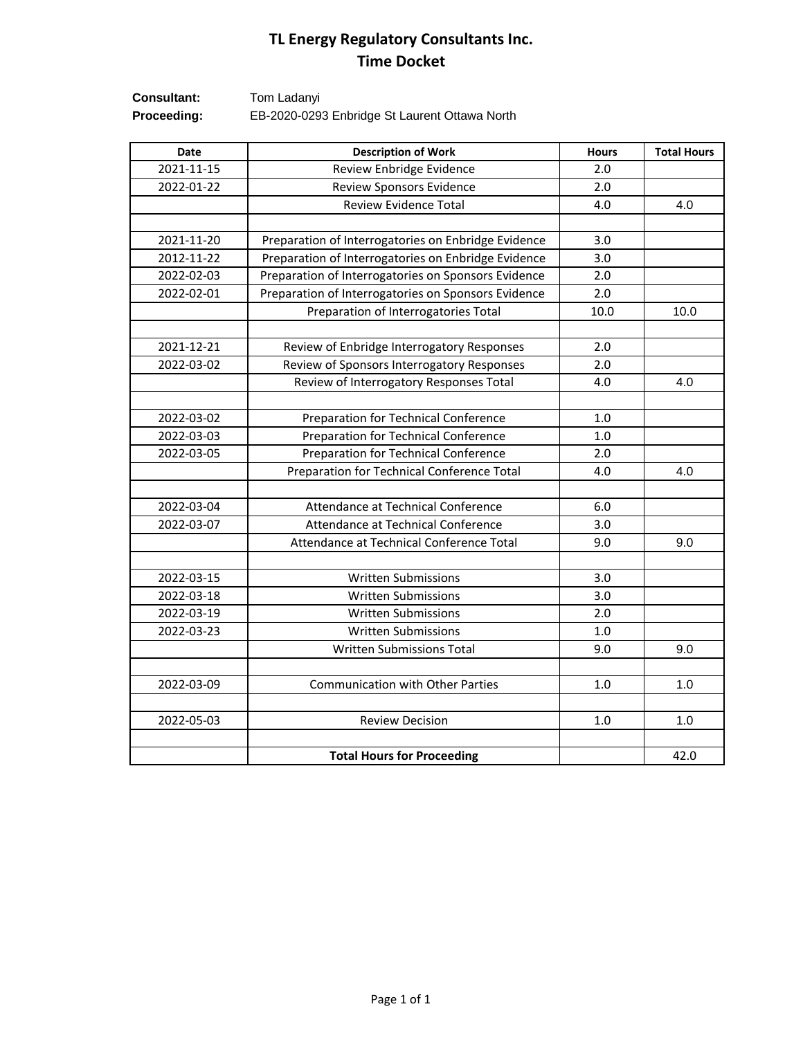# TL Energy Regulatory Consultants Inc.
## Time Docket

**Consultant:** Tom Ladanyi
**Proceeding:** EB-2020-0293 Enbridge St Laurent Ottawa North

| Date | Description of Work | Hours | Total Hours |
|---|---|---|---|
| 2021-11-15 | Review Enbridge Evidence | 2.0 | |
| 2022-01-22 | Review Sponsors Evidence | 2.0 | |
| | Review Evidence Total | 4.0 | 4.0 |
| | | | |
| 2021-11-20 | Preparation of Interrogatories on Enbridge Evidence | 3.0 | |
| 2012-11-22 | Preparation of Interrogatories on Enbridge Evidence | 3.0 | |
| 2022-02-03 | Preparation of Interrogatories on Sponsors Evidence | 2.0 | |
| 2022-02-01 | Preparation of Interrogatories on Sponsors Evidence | 2.0 | |
| | Preparation of Interrogatories Total | 10.0 | 10.0 |
| | | | |
| 2021-12-21 | Review of Enbridge Interrogatory Responses | 2.0 | |
| 2022-03-02 | Review of Sponsors Interrogatory Responses | 2.0 | |
| | Review of Interrogatory Responses Total | 4.0 | 4.0 |
| | | | |
| 2022-03-02 | Preparation for Technical Conference | 1.0 | |
| 2022-03-03 | Preparation for Technical Conference | 1.0 | |
| 2022-03-05 | Preparation for Technical Conference | 2.0 | |
| | Preparation for Technical Conference Total | 4.0 | 4.0 |
| | | | |
| 2022-03-04 | Attendance at Technical Conference | 6.0 | |
| 2022-03-07 | Attendance at Technical Conference | 3.0 | |
| | Attendance at Technical Conference Total | 9.0 | 9.0 |
| | | | |
| 2022-03-15 | Written Submissions | 3.0 | |
| 2022-03-18 | Written Submissions | 3.0 | |
| 2022-03-19 | Written Submissions | 2.0 | |
| 2022-03-23 | Written Submissions | 1.0 | |
| | Written Submissions Total | 9.0 | 9.0 |
| | | | |
| 2022-03-09 | Communication with Other Parties | 1.0 | 1.0 |
| | | | |
| 2022-05-03 | Review Decision | 1.0 | 1.0 |
| | | | |
| | **Total Hours for Proceeding** | | 42.0 |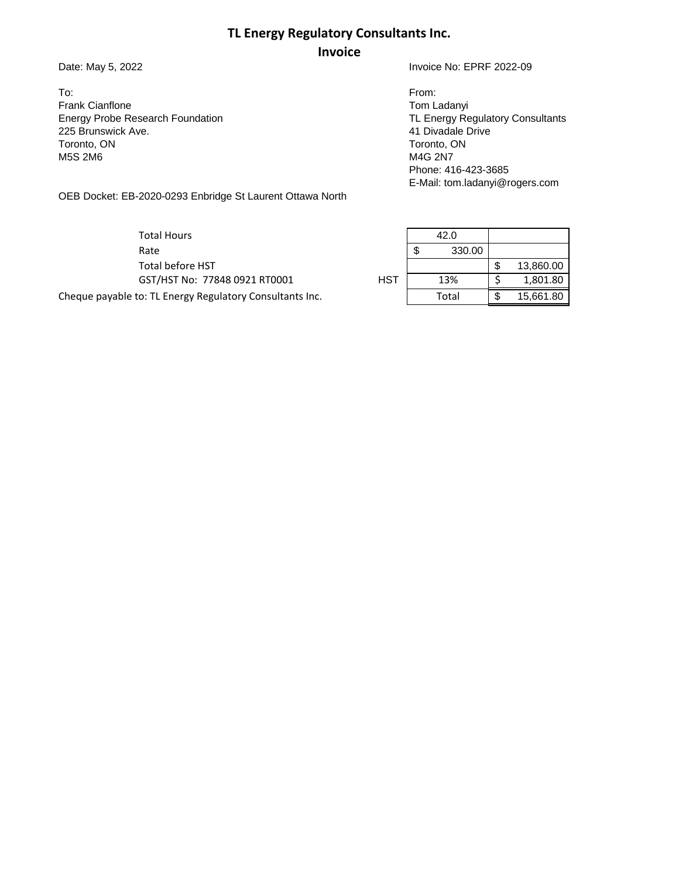# TL Energy Regulatory Consultants Inc.

## Invoice

Date: May 5, 2022

Invoice No: EPRF 2022-09

To:
Frank Cianflone
Energy Probe Research Foundation
225 Brunswick Ave.
Toronto, ON
M5S 2M6

From:
Tom Ladanyi
TL Energy Regulatory Consultants
41 Divadale Drive
Toronto, ON
M4G 2N7
Phone: 416-423-3685
E-Mail: tom.ladanyi@rogers.com

OEB Docket: EB-2020-0293 Enbridge St Laurent Ottawa North

| | | | |
|---|---|---|---|
| Total Hours | | 42.0 | |
| Rate | | $ 330.00 | |
| Total before HST | | | $ 13,860.00 |
| GST/HST No: 77848 0921 RT0001 | HST | 13% | $ 1,801.80 |
| Cheque payable to: TL Energy Regulatory Consultants Inc. | | Total | $ 15,661.80 |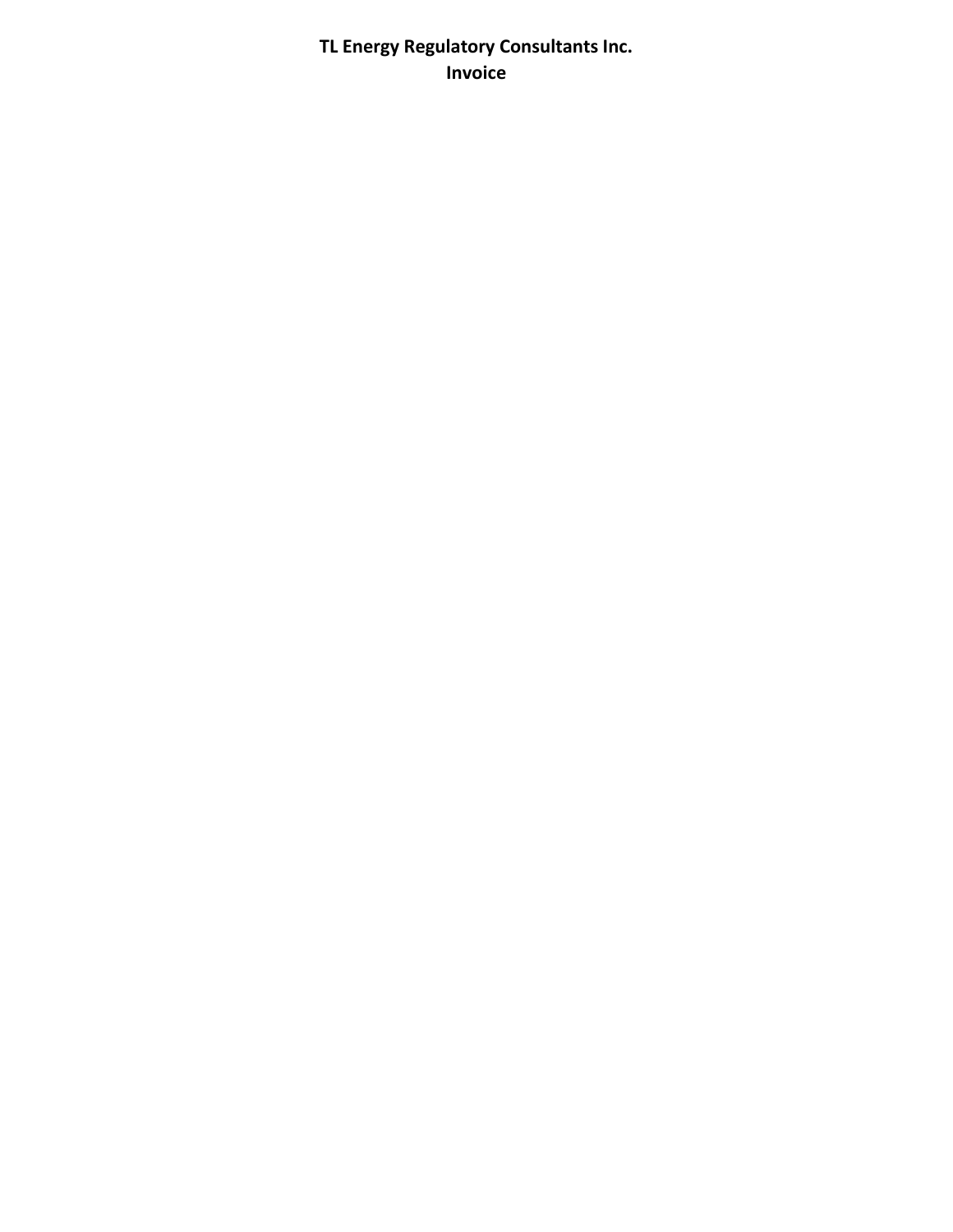**TL Energy Regulatory Consultants Inc.**
**Invoice**